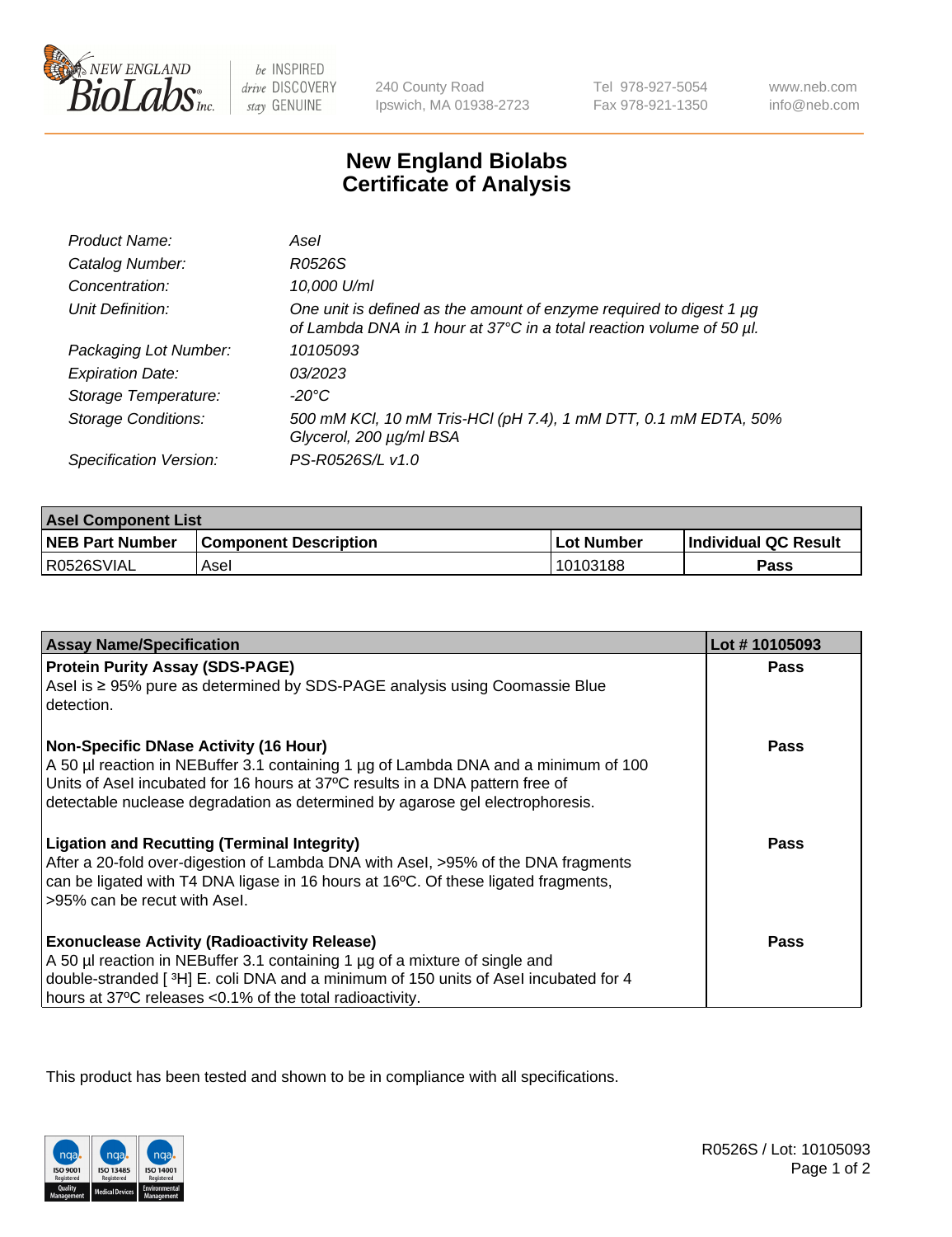# New England Biolabs
# Certificate of Analysis

| | |
|---|---|
| *Product Name:* | *AseI* |
| *Catalog Number:* | *R0526S* |
| *Concentration:* | *10,000 U/ml* |
| *Unit Definition:* | *One unit is defined as the amount of enzyme required to digest 1 µg of Lambda DNA in 1 hour at 37°C in a total reaction volume of 50 µl.* |
| *Packaging Lot Number:* | *10105093* |
| *Expiration Date:* | *03/2023* |
| *Storage Temperature:* | *-20°C* |
| *Storage Conditions:* | *500 mM KCl, 10 mM Tris-HCl (pH 7.4), 1 mM DTT, 0.1 mM EDTA, 50% Glycerol, 200 µg/ml BSA* |
| *Specification Version:* | *PS-R0526S/L v1.0* |

| **AseI Component List** | | | |
|---|---|---|---|
| **NEB Part Number** | **Component Description** | **Lot Number** | **Individual QC Result** |
| R0526SVIAL | AseI | 10103188 | **Pass** |

| **Assay Name/Specification** | **Lot # 10105093** |
|---|---|
| **Protein Purity Assay (SDS-PAGE)**<br>AseI is ≥ 95% pure as determined by SDS-PAGE analysis using Coomassie Blue detection. | **Pass** |
| **Non-Specific DNase Activity (16 Hour)**<br>A 50 µl reaction in NEBuffer 3.1 containing 1 µg of Lambda DNA and a minimum of 100 Units of AseI incubated for 16 hours at 37ºC results in a DNA pattern free of detectable nuclease degradation as determined by agarose gel electrophoresis. | **Pass** |
| **Ligation and Recutting (Terminal Integrity)**<br>After a 20-fold over-digestion of Lambda DNA with AseI, >95% of the DNA fragments can be ligated with T4 DNA ligase in 16 hours at 16ºC. Of these ligated fragments, >95% can be recut with AseI. | **Pass** |
| **Exonuclease Activity (Radioactivity Release)**<br>A 50 µl reaction in NEBuffer 3.1 containing 1 µg of a mixture of single and double-stranded [ $^{3}$H] E. coli DNA and a minimum of 150 units of AseI incubated for 4 hours at 37ºC releases <0.1% of the total radioactivity. | **Pass** |

This product has been tested and shown to be in compliance with all specifications.

R0526S / Lot: 10105093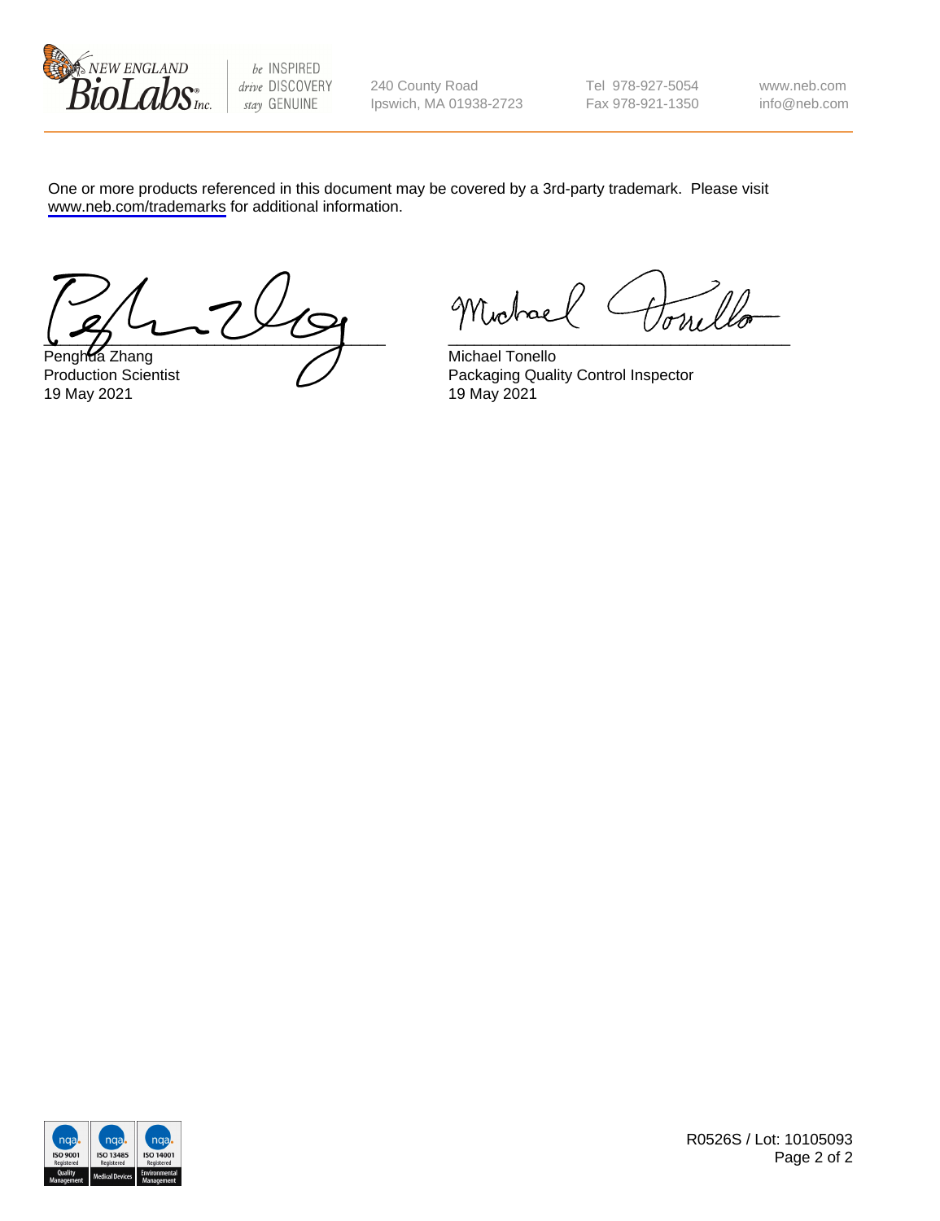One or more products referenced in this document may be covered by a 3rd-party trademark. Please visit www.neb.com/trademarks for additional information.

Penghua Zhang
Production Scientist
19 May 2021

Michael Tonello
Packaging Quality Control Inspector
19 May 2021

R0526S / Lot: 10105093